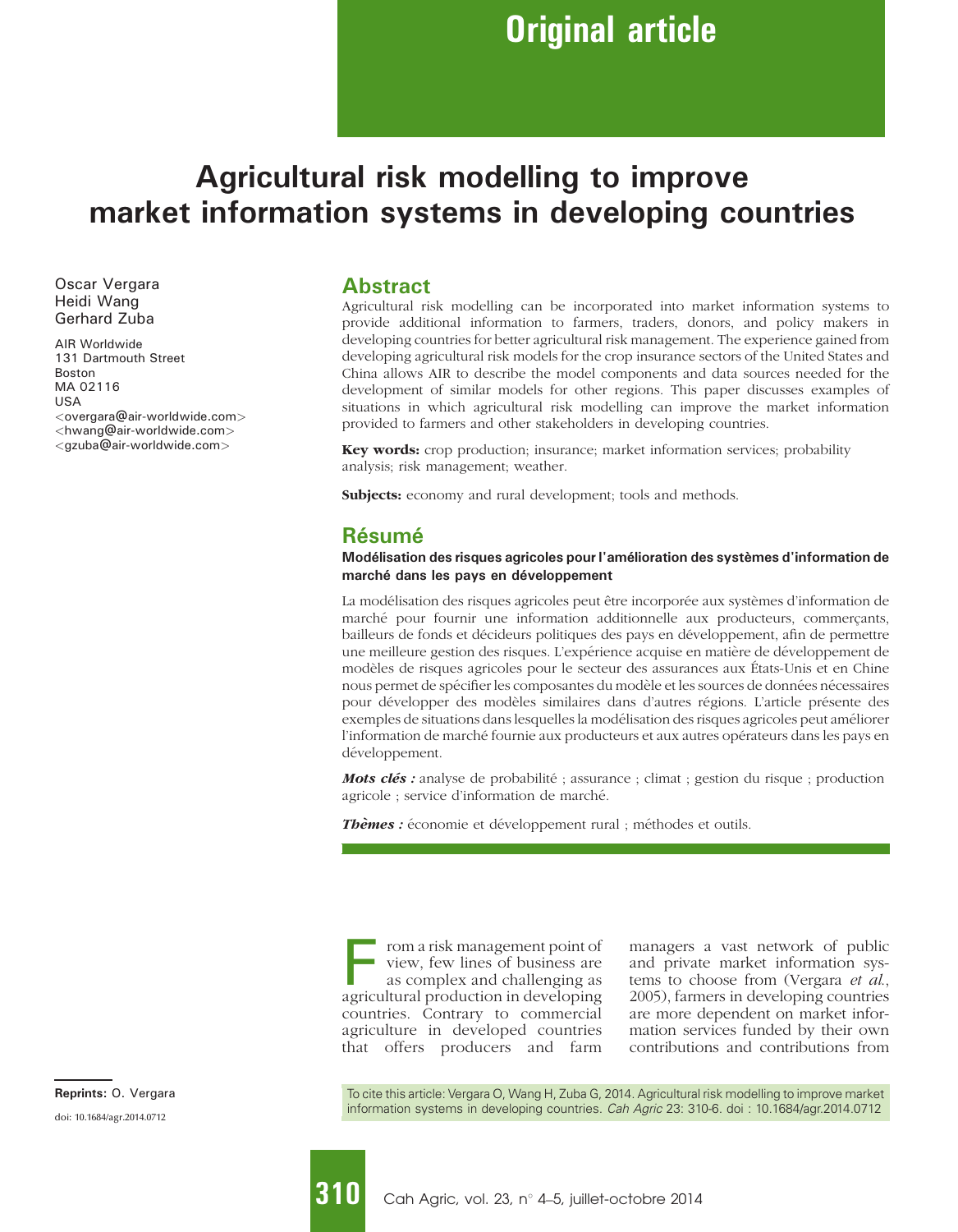Original article

# Agricultural risk modelling to improve market information systems in developing countries

Oscar Vergara
Heidi Wang
Gerhard Zuba

AIR Worldwide
131 Dartmouth Street
Boston
MA 02116
USA
<overgara@air-worldwide.com>
<hwang@air-worldwide.com>
<gzuba@air-worldwide.com>

## Abstract

Agricultural risk modelling can be incorporated into market information systems to provide additional information to farmers, traders, donors, and policy makers in developing countries for better agricultural risk management. The experience gained from developing agricultural risk models for the crop insurance sectors of the United States and China allows AIR to describe the model components and data sources needed for the development of similar models for other regions. This paper discusses examples of situations in which agricultural risk modelling can improve the market information provided to farmers and other stakeholders in developing countries.

**Key words:** crop production; insurance; market information services; probability analysis; risk management; weather.

**Subjects:** economy and rural development; tools and methods.

## Résumé

**Modélisation des risques agricoles pour l'amélioration des systèmes d'information de marché dans les pays en développement**

La modélisation des risques agricoles peut être incorporée aux systèmes d'information de marché pour fournir une information additionnelle aux producteurs, commerçants, bailleurs de fonds et décideurs politiques des pays en développement, afin de permettre une meilleure gestion des risques. L'expérience acquise en matière de développement de modèles de risques agricoles pour le secteur des assurances aux États-Unis et en Chine nous permet de spécifier les composantes du modèle et les sources de données nécessaires pour développer des modèles similaires dans d'autres régions. L'article présente des exemples de situations dans lesquelles la modélisation des risques agricoles peut améliorer l'information de marché fournie aux producteurs et aux autres opérateurs dans les pays en développement.

***Mots clés :*** analyse de probabilité ; assurance ; climat ; gestion du risque ; production agricole ; service d'information de marché.

***Thèmes :*** économie et développement rural ; méthodes et outils.

From a risk management point of view, few lines of business are as complex and challenging as agricultural production in developing countries. Contrary to commercial agriculture in developed countries that offers producers and farm managers a vast network of public and private market information systems to choose from (Vergara *et al.*, 2005), farmers in developing countries are more dependent on market information services funded by their own contributions and contributions from

**Reprints:** O. Vergara

doi: 10.1684/agr.2014.0712

To cite this article: Vergara O, Wang H, Zuba G, 2014. Agricultural risk modelling to improve market information systems in developing countries. *Cah Agric* 23: 310-6. doi : 10.1684/agr.2014.0712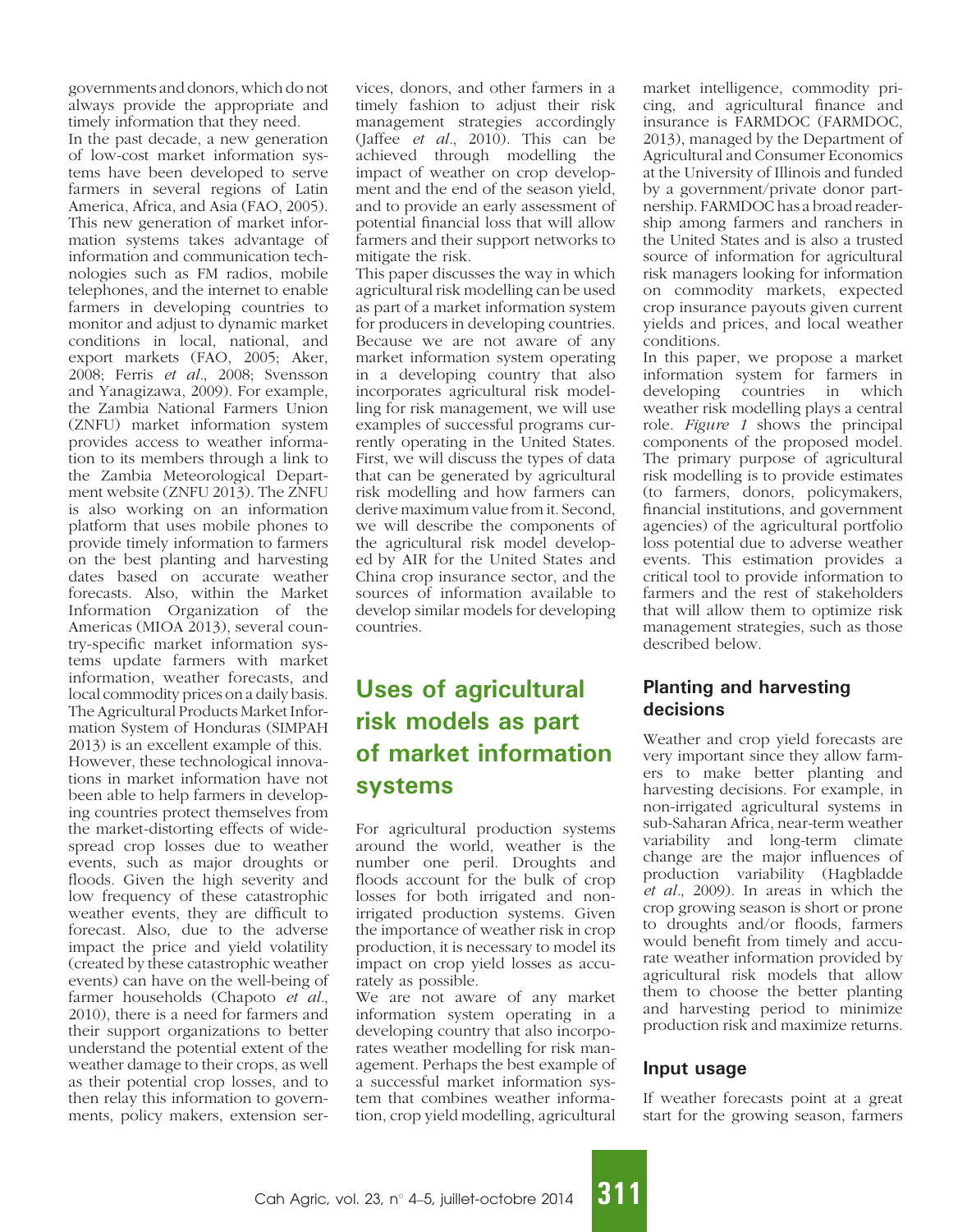governments and donors, which do not always provide the appropriate and timely information that they need.

In the past decade, a new generation of low-cost market information systems have been developed to serve farmers in several regions of Latin America, Africa, and Asia (FAO, 2005). This new generation of market information systems takes advantage of information and communication technologies such as FM radios, mobile telephones, and the internet to enable farmers in developing countries to monitor and adjust to dynamic market conditions in local, national, and export markets (FAO, 2005; Aker, 2008; Ferris *et al*., 2008; Svensson and Yanagizawa, 2009). For example, the Zambia National Farmers Union (ZNFU) market information system provides access to weather information to its members through a link to the Zambia Meteorological Department website (ZNFU 2013). The ZNFU is also working on an information platform that uses mobile phones to provide timely information to farmers on the best planting and harvesting dates based on accurate weather forecasts. Also, within the Market Information Organization of the Americas (MIOA 2013), several country-specific market information systems update farmers with market information, weather forecasts, and local commodity prices on a daily basis. The Agricultural Products Market Information System of Honduras (SIMPAH 2013) is an excellent example of this.

However, these technological innovations in market information have not been able to help farmers in developing countries protect themselves from the market-distorting effects of widespread crop losses due to weather events, such as major droughts or floods. Given the high severity and low frequency of these catastrophic weather events, they are difficult to forecast. Also, due to the adverse impact the price and yield volatility (created by these catastrophic weather events) can have on the well-being of farmer households (Chapoto *et al*., 2010), there is a need for farmers and their support organizations to better understand the potential extent of the weather damage to their crops, as well as their potential crop losses, and to then relay this information to governments, policy makers, extension services, donors, and other farmers in a timely fashion to adjust their risk management strategies accordingly (Jaffee *et al*., 2010). This can be achieved through modelling the impact of weather on crop development and the end of the season yield, and to provide an early assessment of potential financial loss that will allow farmers and their support networks to mitigate the risk.

This paper discusses the way in which agricultural risk modelling can be used as part of a market information system for producers in developing countries. Because we are not aware of any market information system operating in a developing country that also incorporates agricultural risk modelling for risk management, we will use examples of successful programs currently operating in the United States. First, we will discuss the types of data that can be generated by agricultural risk modelling and how farmers can derive maximum value from it. Second, we will describe the components of the agricultural risk model developed by AIR for the United States and China crop insurance sector, and the sources of information available to develop similar models for developing countries.

## Uses of agricultural risk models as part of market information systems

For agricultural production systems around the world, weather is the number one peril. Droughts and floods account for the bulk of crop losses for both irrigated and non-irrigated production systems. Given the importance of weather risk in crop production, it is necessary to model its impact on crop yield losses as accurately as possible.

We are not aware of any market information system operating in a developing country that also incorporates weather modelling for risk management. Perhaps the best example of a successful market information system that combines weather information, crop yield modelling, agricultural market intelligence, commodity pricing, and agricultural finance and insurance is FARMDOC (FARMDOC, 2013), managed by the Department of Agricultural and Consumer Economics at the University of Illinois and funded by a government/private donor partnership. FARMDOC has a broad readership among farmers and ranchers in the United States and is also a trusted source of information for agricultural risk managers looking for information on commodity markets, expected crop insurance payouts given current yields and prices, and local weather conditions.

In this paper, we propose a market information system for farmers in developing countries in which weather risk modelling plays a central role. *Figure 1* shows the principal components of the proposed model. The primary purpose of agricultural risk modelling is to provide estimates (to farmers, donors, policymakers, financial institutions, and government agencies) of the agricultural portfolio loss potential due to adverse weather events. This estimation provides a critical tool to provide information to farmers and the rest of stakeholders that will allow them to optimize risk management strategies, such as those described below.

### Planting and harvesting decisions

Weather and crop yield forecasts are very important since they allow farmers to make better planting and harvesting decisions. For example, in non-irrigated agricultural systems in sub-Saharan Africa, near-term weather variability and long-term climate change are the major influences of production variability (Hagbladde *et al*., 2009). In areas in which the crop growing season is short or prone to droughts and/or floods, farmers would benefit from timely and accurate weather information provided by agricultural risk models that allow them to choose the better planting and harvesting period to minimize production risk and maximize returns.

### Input usage

If weather forecasts point at a great start for the growing season, farmers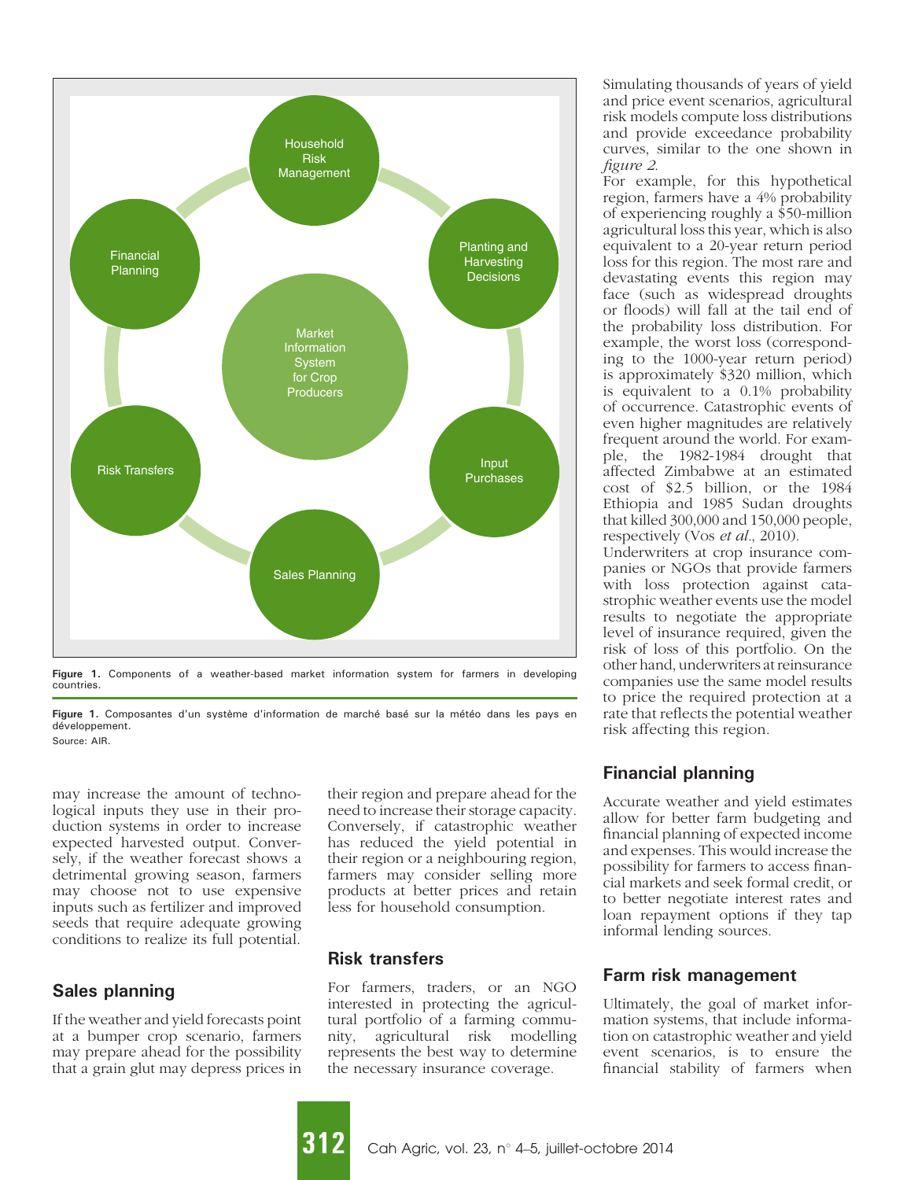Household Risk Management

Planting and Harvesting Decisions

Input Purchases

Sales Planning

Risk Transfers

Financial Planning

Market Information System for Crop Producers

**Figure 1.** Components of a weather-based market information system for farmers in developing countries.

**Figure 1.** Composantes d'un système d'information de marché basé sur la météo dans les pays en développement.

Source: AIR.

may increase the amount of technological inputs they use in their production systems in order to increase expected harvested output. Conversely, if the weather forecast shows a detrimental growing season, farmers may choose not to use expensive inputs such as fertilizer and improved seeds that require adequate growing conditions to realize its full potential.

## Sales planning

If the weather and yield forecasts point at a bumper crop scenario, farmers may prepare ahead for the possibility that a grain glut may depress prices in their region and prepare ahead for the need to increase their storage capacity. Conversely, if catastrophic weather has reduced the yield potential in their region or a neighbouring region, farmers may consider selling more products at better prices and retain less for household consumption.

## Risk transfers

For farmers, traders, or an NGO interested in protecting the agricultural portfolio of a farming community, agricultural risk modelling represents the best way to determine the necessary insurance coverage.

Simulating thousands of years of yield and price event scenarios, agricultural risk models compute loss distributions and provide exceedance probability curves, similar to the one shown in *figure 2*.

For example, for this hypothetical region, farmers have a 4% probability of experiencing roughly a $50-million agricultural loss this year, which is also equivalent to a 20-year return period loss for this region. The most rare and devastating events this region may face (such as widespread droughts or floods) will fall at the tail end of the probability loss distribution. For example, the worst loss (corresponding to the 1000-year return period) is approximately $320 million, which is equivalent to a 0.1% probability of occurrence. Catastrophic events of even higher magnitudes are relatively frequent around the world. For example, the 1982-1984 drought that affected Zimbabwe at an estimated cost of $2.5 billion, or the 1984 Ethiopia and 1985 Sudan droughts that killed 300,000 and 150,000 people, respectively (Vos *et al*., 2010).

Underwriters at crop insurance companies or NGOs that provide farmers with loss protection against catastrophic weather events use the model results to negotiate the appropriate level of insurance required, given the risk of loss of this portfolio. On the other hand, underwriters at reinsurance companies use the same model results to price the required protection at a rate that reflects the potential weather risk affecting this region.

## Financial planning

Accurate weather and yield estimates allow for better farm budgeting and financial planning of expected income and expenses. This would increase the possibility for farmers to access financial markets and seek formal credit, or to better negotiate interest rates and loan repayment options if they tap informal lending sources.

## Farm risk management

Ultimately, the goal of market information systems, that include information on catastrophic weather and yield event scenarios, is to ensure the financial stability of farmers when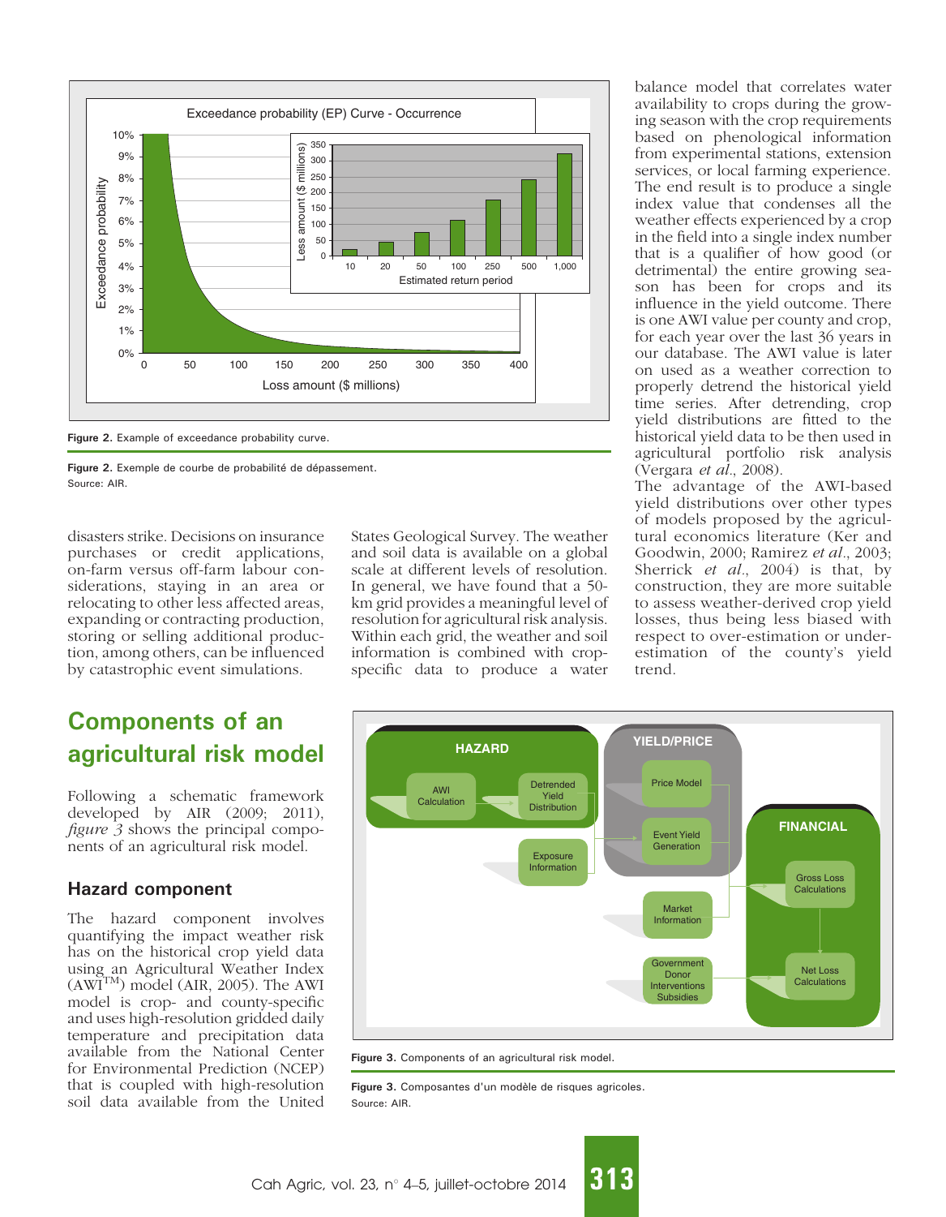Figure 2. Example of exceedance probability curve.

Figure 2. Exemple de courbe de probabilité de dépassement.
Source: AIR.

disasters strike. Decisions on insurance purchases or credit applications, on-farm versus off-farm labour considerations, staying in an area or relocating to other less affected areas, expanding or contracting production, storing or selling additional production, among others, can be influenced by catastrophic event simulations.

## Components of an agricultural risk model

Following a schematic framework developed by AIR (2009; 2011), *figure 3* shows the principal components of an agricultural risk model.

### Hazard component

The hazard component involves quantifying the impact weather risk has on the historical crop yield data using an Agricultural Weather Index (AWI™) model (AIR, 2005). The AWI model is crop- and county-specific and uses high-resolution gridded daily temperature and precipitation data available from the National Center for Environmental Prediction (NCEP) that is coupled with high-resolution soil data available from the United States Geological Survey. The weather and soil data is available on a global scale at different levels of resolution. In general, we have found that a 50-km grid provides a meaningful level of resolution for agricultural risk analysis. Within each grid, the weather and soil information is combined with crop-specific data to produce a water balance model that correlates water availability to crops during the growing season with the crop requirements based on phenological information from experimental stations, extension services, or local farming experience. The end result is to produce a single index value that condenses all the weather effects experienced by a crop in the field into a single index number that is a qualifier of how good (or detrimental) the entire growing season has been for crops and its influence in the yield outcome. There is one AWI value per county and crop, for each year over the last 36 years in our database. The AWI value is later on used as a weather correction to properly detrend the historical yield time series. After detrending, crop yield distributions are fitted to the historical yield data to be then used in agricultural portfolio risk analysis (Vergara *et al*., 2008).

The advantage of the AWI-based yield distributions over other types of models proposed by the agricultural economics literature (Ker and Goodwin, 2000; Ramirez *et al*., 2003; Sherrick *et al*., 2004) is that, by construction, they are more suitable to assess weather-derived crop yield losses, thus being less biased with respect to over-estimation or under-estimation of the county's yield trend.

Figure 3. Components of an agricultural risk model.

Figure 3. Composantes d'un modèle de risques agricoles.
Source: AIR.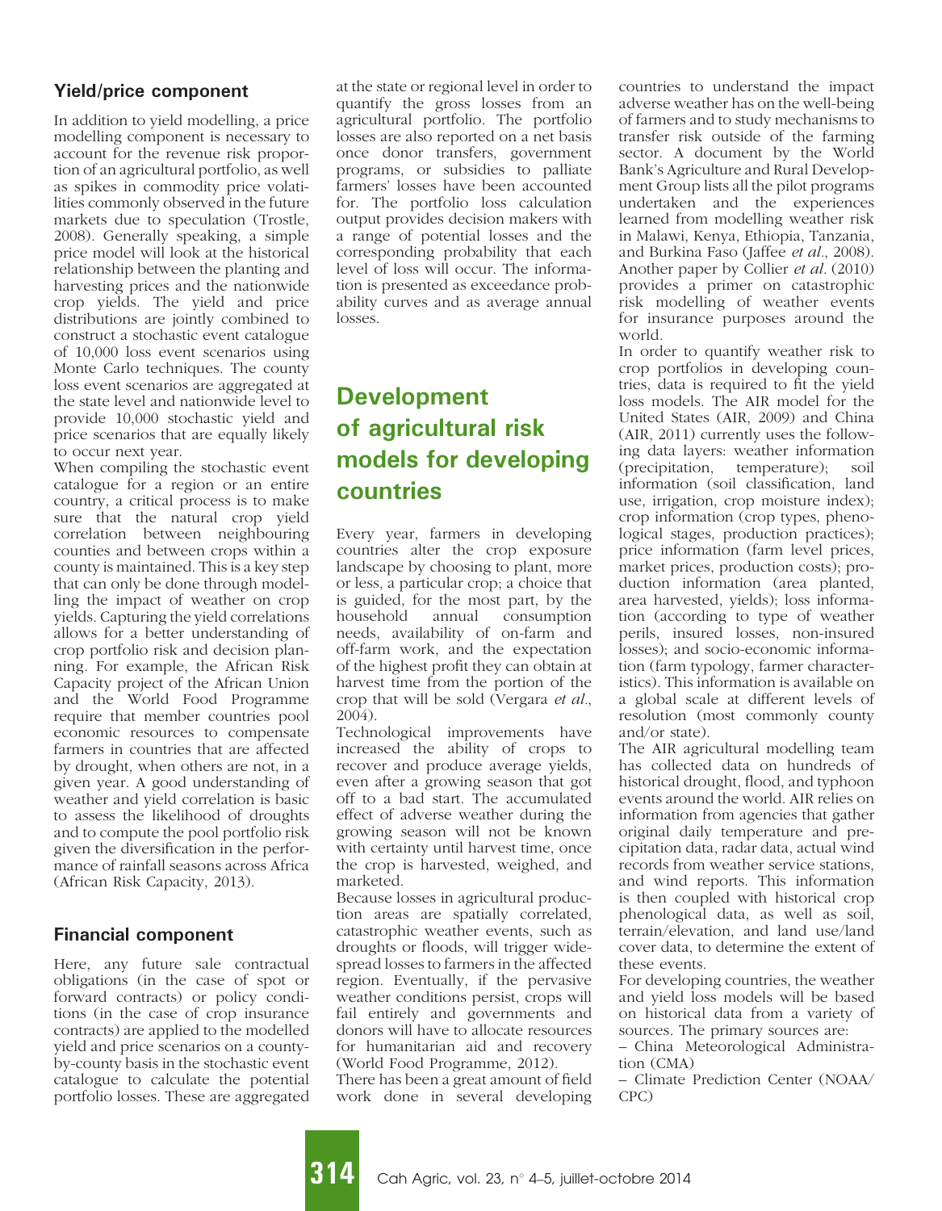### Yield/price component

In addition to yield modelling, a price modelling component is necessary to account for the revenue risk proportion of an agricultural portfolio, as well as spikes in commodity price volatilities commonly observed in the future markets due to speculation (Trostle, 2008). Generally speaking, a simple price model will look at the historical relationship between the planting and harvesting prices and the nationwide crop yields. The yield and price distributions are jointly combined to construct a stochastic event catalogue of 10,000 loss event scenarios using Monte Carlo techniques. The county loss event scenarios are aggregated at the state level and nationwide level to provide 10,000 stochastic yield and price scenarios that are equally likely to occur next year.

When compiling the stochastic event catalogue for a region or an entire country, a critical process is to make sure that the natural crop yield correlation between neighbouring counties and between crops within a county is maintained. This is a key step that can only be done through modelling the impact of weather on crop yields. Capturing the yield correlations allows for a better understanding of crop portfolio risk and decision planning. For example, the African Risk Capacity project of the African Union and the World Food Programme require that member countries pool economic resources to compensate farmers in countries that are affected by drought, when others are not, in a given year. A good understanding of weather and yield correlation is basic to assess the likelihood of droughts and to compute the pool portfolio risk given the diversification in the performance of rainfall seasons across Africa (African Risk Capacity, 2013).

### Financial component

Here, any future sale contractual obligations (in the case of spot or forward contracts) or policy conditions (in the case of crop insurance contracts) are applied to the modelled yield and price scenarios on a county-by-county basis in the stochastic event catalogue to calculate the potential portfolio losses. These are aggregated at the state or regional level in order to quantify the gross losses from an agricultural portfolio. The portfolio losses are also reported on a net basis once donor transfers, government programs, or subsidies to palliate farmers' losses have been accounted for. The portfolio loss calculation output provides decision makers with a range of potential losses and the corresponding probability that each level of loss will occur. The information is presented as exceedance probability curves and as average annual losses.

## Development of agricultural risk models for developing countries

Every year, farmers in developing countries alter the crop exposure landscape by choosing to plant, more or less, a particular crop; a choice that is guided, for the most part, by the household annual consumption needs, availability of on-farm and off-farm work, and the expectation of the highest profit they can obtain at harvest time from the portion of the crop that will be sold (Vergara *et al.*, 2004).

Technological improvements have increased the ability of crops to recover and produce average yields, even after a growing season that got off to a bad start. The accumulated effect of adverse weather during the growing season will not be known with certainty until harvest time, once the crop is harvested, weighed, and marketed.

Because losses in agricultural production areas are spatially correlated, catastrophic weather events, such as droughts or floods, will trigger widespread losses to farmers in the affected region. Eventually, if the pervasive weather conditions persist, crops will fail entirely and governments and donors will have to allocate resources for humanitarian aid and recovery (World Food Programme, 2012).

There has been a great amount of field work done in several developing countries to understand the impact adverse weather has on the well-being of farmers and to study mechanisms to transfer risk outside of the farming sector. A document by the World Bank's Agriculture and Rural Development Group lists all the pilot programs undertaken and the experiences learned from modelling weather risk in Malawi, Kenya, Ethiopia, Tanzania, and Burkina Faso (Jaffee *et al.*, 2008). Another paper by Collier *et al.* (2010) provides a primer on catastrophic risk modelling of weather events for insurance purposes around the world.

In order to quantify weather risk to crop portfolios in developing countries, data is required to fit the yield loss models. The AIR model for the United States (AIR, 2009) and China (AIR, 2011) currently uses the following data layers: weather information (precipitation, temperature); soil information (soil classification, land use, irrigation, crop moisture index); crop information (crop types, phenological stages, production practices); price information (farm level prices, market prices, production costs); production information (area planted, area harvested, yields); loss information (according to type of weather perils, insured losses, non-insured losses); and socio-economic information (farm typology, farmer characteristics). This information is available on a global scale at different levels of resolution (most commonly county and/or state).

The AIR agricultural modelling team has collected data on hundreds of historical drought, flood, and typhoon events around the world. AIR relies on information from agencies that gather original daily temperature and precipitation data, radar data, actual wind records from weather service stations, and wind reports. This information is then coupled with historical crop phenological data, as well as soil, terrain/elevation, and land use/land cover data, to determine the extent of these events.

For developing countries, the weather and yield loss models will be based on historical data from a variety of sources. The primary sources are:

– China Meteorological Administration (CMA)

– Climate Prediction Center (NOAA/CPC)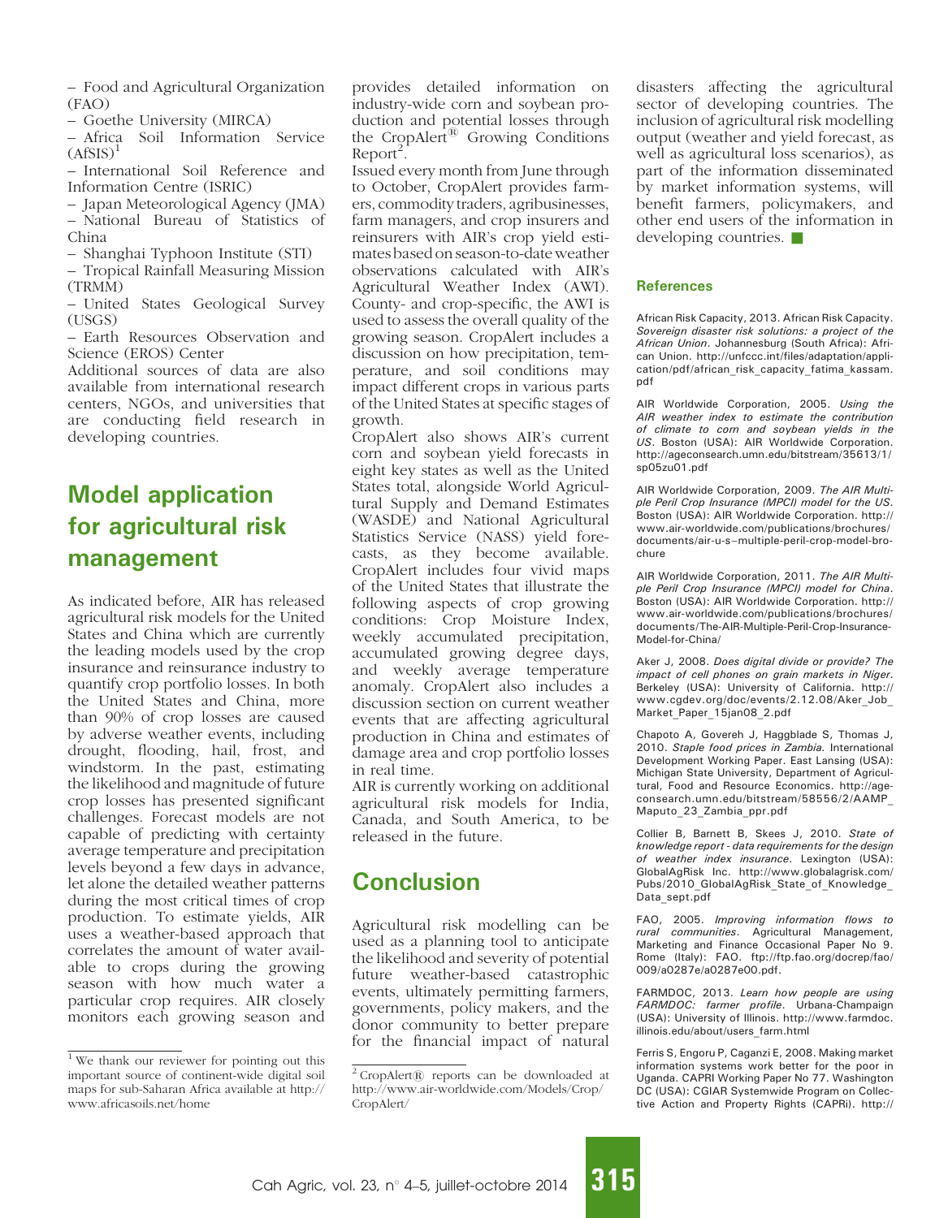– Food and Agricultural Organization (FAO)
– Goethe University (MIRCA)
– Africa Soil Information Service (AfSIS)[1]
– International Soil Reference and Information Centre (ISRIC)
– Japan Meteorological Agency (JMA)
– National Bureau of Statistics of China
– Shanghai Typhoon Institute (STI)
– Tropical Rainfall Measuring Mission (TRMM)
– United States Geological Survey (USGS)
– Earth Resources Observation and Science (EROS) Center

Additional sources of data are also available from international research centers, NGOs, and universities that are conducting field research in developing countries.

## Model application for agricultural risk management

As indicated before, AIR has released agricultural risk models for the United States and China which are currently the leading models used by the crop insurance and reinsurance industry to quantify crop portfolio losses. In both the United States and China, more than 90% of crop losses are caused by adverse weather events, including drought, flooding, hail, frost, and windstorm. In the past, estimating the likelihood and magnitude of future crop losses has presented significant challenges. Forecast models are not capable of predicting with certainty average temperature and precipitation levels beyond a few days in advance, let alone the detailed weather patterns during the most critical times of crop production. To estimate yields, AIR uses a weather-based approach that correlates the amount of water available to crops during the growing season with how much water a particular crop requires. AIR closely monitors each growing season and provides detailed information on industry-wide corn and soybean production and potential losses through the CropAlert® Growing Conditions Report[2].

Issued every month from June through to October, CropAlert provides farmers, commodity traders, agribusinesses, farm managers, and crop insurers and reinsurers with AIR's crop yield estimates based on season-to-date weather observations calculated with AIR's Agricultural Weather Index (AWI). County- and crop-specific, the AWI is used to assess the overall quality of the growing season. CropAlert includes a discussion on how precipitation, temperature, and soil conditions may impact different crops in various parts of the United States at specific stages of growth.

CropAlert also shows AIR's current corn and soybean yield forecasts in eight key states as well as the United States total, alongside World Agricultural Supply and Demand Estimates (WASDE) and National Agricultural Statistics Service (NASS) yield forecasts, as they become available. CropAlert includes four vivid maps of the United States that illustrate the following aspects of crop growing conditions: Crop Moisture Index, weekly accumulated precipitation, accumulated growing degree days, and weekly average temperature anomaly. CropAlert also includes a discussion section on current weather events that are affecting agricultural production in China and estimates of damage area and crop portfolio losses in real time.

AIR is currently working on additional agricultural risk models for India, Canada, and South America, to be released in the future.

## Conclusion

Agricultural risk modelling can be used as a planning tool to anticipate the likelihood and severity of potential future weather-based catastrophic events, ultimately permitting farmers, governments, policy makers, and the donor community to better prepare for the financial impact of natural disasters affecting the agricultural sector of developing countries. The inclusion of agricultural risk modelling output (weather and yield forecast, as well as agricultural loss scenarios), as part of the information disseminated by market information systems, will benefit farmers, policymakers, and other end users of the information in developing countries. ■

[1] We thank our reviewer for pointing out this important source of continent-wide digital soil maps for sub-Saharan Africa available at http://www.africasoils.net/home

[2] CropAlert® reports can be downloaded at http://www.air-worldwide.com/Models/Crop/CropAlert/

### References

African Risk Capacity, 2013. African Risk Capacity. *Sovereign disaster risk solutions: a project of the African Union*. Johannesburg (South Africa): African Union. http://unfccc.int/files/adaptation/application/pdf/african_risk_capacity_fatima_kassam.pdf

AIR Worldwide Corporation, 2005. *Using the AIR weather index to estimate the contribution of climate to corn and soybean yields in the US*. Boston (USA): AIR Worldwide Corporation. http://ageconsearch.umn.edu/bitstream/35613/1/sp05zu01.pdf

AIR Worldwide Corporation, 2009. *The AIR Multiple Peril Crop Insurance (MPCI) model for the US*. Boston (USA): AIR Worldwide Corporation. http://www.air-worldwide.com/publications/brochures/documents/air-u-s–multiple-peril-crop-model-brochure

AIR Worldwide Corporation, 2011. *The AIR Multiple Peril Crop Insurance (MPCI) model for China*. Boston (USA): AIR Worldwide Corporation. http://www.air-worldwide.com/publications/brochures/documents/The-AIR-Multiple-Peril-Crop-Insurance-Model-for-China/

Aker J, 2008. *Does digital divide or provide? The impact of cell phones on grain markets in Niger*. Berkeley (USA): University of California. http://www.cgdev.org/doc/events/2.12.08/Aker_Job_Market_Paper_15jan08_2.pdf

Chapoto A, Govereh J, Haggblade S, Thomas J, 2010. *Staple food prices in Zambia*. International Development Working Paper. East Lansing (USA): Michigan State University, Department of Agricultural, Food and Resource Economics. http://ageconsearch.umn.edu/bitstream/58556/2/AAMP_Maputo_23_Zambia_ppr.pdf

Collier B, Barnett B, Skees J, 2010. *State of knowledge report - data requirements for the design of weather index insurance*. Lexington (USA): GlobalAgRisk Inc. http://www.globalagrisk.com/Pubs/2010_GlobalAgRisk_State_of_Knowledge_Data_sept.pdf

FAO, 2005. *Improving information flows to rural communities*. Agricultural Management, Marketing and Finance Occasional Paper No 9. Rome (Italy): FAO. ftp://ftp.fao.org/docrep/fao/009/a0287e/a0287e00.pdf.

FARMDOC, 2013. *Learn how people are using FARMDOC: farmer profile*. Urbana-Champaign (USA): University of Illinois. http://www.farmdoc.illinois.edu/about/users_farm.html

Ferris S, Engoru P, Caganzi E, 2008. Making market information systems work better for the poor in Uganda. CAPRI Working Paper No 77. Washington DC (USA): CGIAR Systemwide Program on Collective Action and Property Rights (CAPRi). http://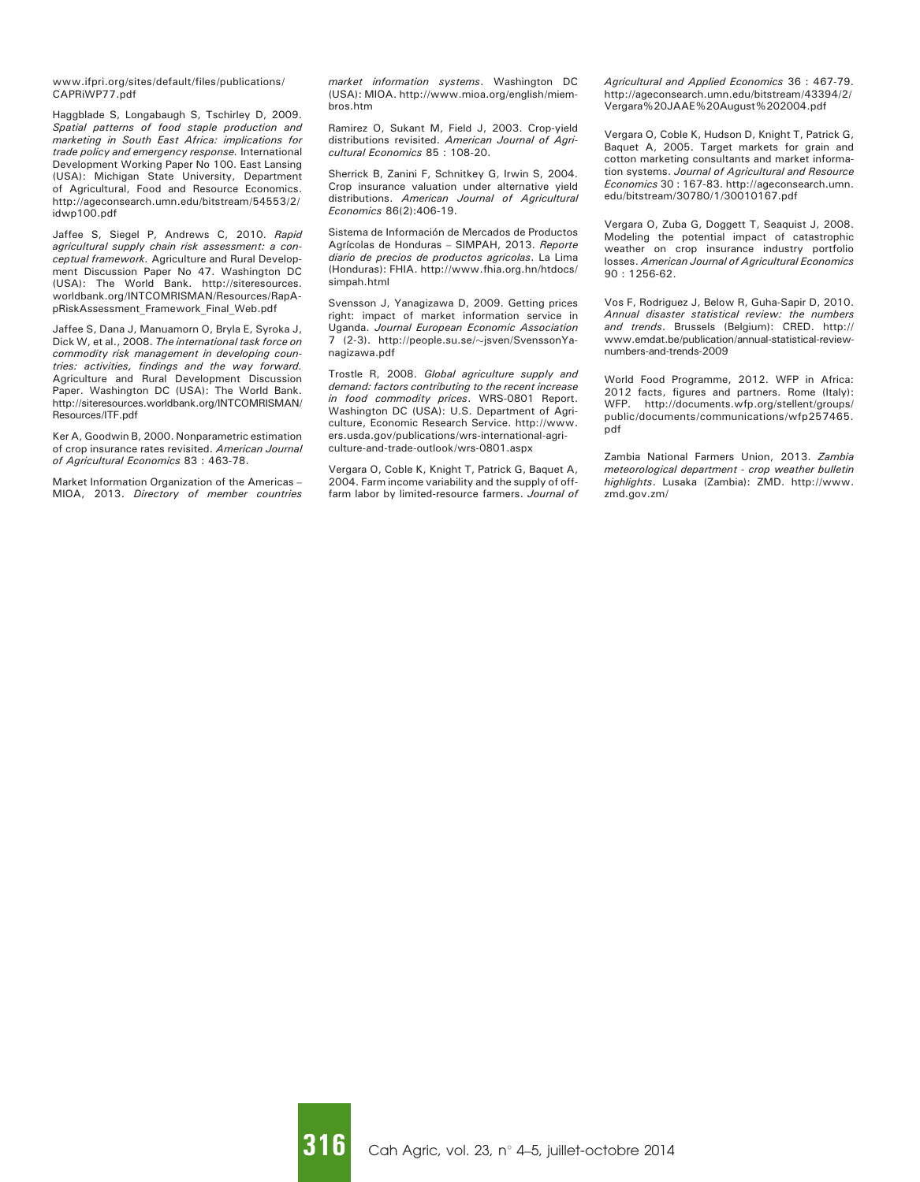www.ifpri.org/sites/default/files/publications/CAPRiWP77.pdf

Haggblade S, Longabaugh S, Tschirley D, 2009. *Spatial patterns of food staple production and marketing in South East Africa: implications for trade policy and emergency response.* International Development Working Paper No 100. East Lansing (USA): Michigan State University, Department of Agricultural, Food and Resource Economics. http://ageconsearch.umn.edu/bitstream/54553/2/idwp100.pdf

Jaffee S, Siegel P, Andrews C, 2010. *Rapid agricultural supply chain risk assessment: a conceptual framework.* Agriculture and Rural Development Discussion Paper No 47. Washington DC (USA): The World Bank. http://siteresources.worldbank.org/INTCOMRISMAN/Resources/RapApRiskAssessment_Framework_Final_Web.pdf

Jaffee S, Dana J, Manuamorn O, Bryla E, Syroka J, Dick W, et al., 2008. *The international task force on commodity risk management in developing countries: activities, findings and the way forward.* Agriculture and Rural Development Discussion Paper. Washington DC (USA): The World Bank. http://siteresources.worldbank.org/INTCOMRISMAN/Resources/ITF.pdf

Ker A, Goodwin B, 2000. Nonparametric estimation of crop insurance rates revisited. *American Journal of Agricultural Economics* 83 : 463-78.

Market Information Organization of the Americas – MIOA, 2013. *Directory of member countries market information systems*. Washington DC (USA): MIOA. http://www.mioa.org/english/miembros.htm

Ramirez O, Sukant M, Field J, 2003. Crop-yield distributions revisited. *American Journal of Agricultural Economics* 85 : 108-20.

Sherrick B, Zanini F, Schnitkey G, Irwin S, 2004. Crop insurance valuation under alternative yield distributions. *American Journal of Agricultural Economics* 86(2):406-19.

Sistema de Información de Mercados de Productos Agrícolas de Honduras – SIMPAH, 2013. *Reporte diario de precios de productos agricolas*. La Lima (Honduras): FHIA. http://www.fhia.org.hn/htdocs/simpah.html

Svensson J, Yanagizawa D, 2009. Getting prices right: impact of market information service in Uganda. *Journal European Economic Association* 7 (2-3). http://people.su.se/~jsven/SvenssonYanagizawa.pdf

Trostle R, 2008. *Global agriculture supply and demand: factors contributing to the recent increase in food commodity prices*. WRS-0801 Report. Washington DC (USA): U.S. Department of Agriculture, Economic Research Service. http://www.ers.usda.gov/publications/wrs-international-agriculture-and-trade-outlook/wrs-0801.aspx

Vergara O, Coble K, Knight T, Patrick G, Baquet A, 2004. Farm income variability and the supply of off-farm labor by limited-resource farmers. *Journal of Agricultural and Applied Economics* 36 : 467-79. http://ageconsearch.umn.edu/bitstream/43394/2/Vergara%20JAAE%20August%202004.pdf

Vergara O, Coble K, Hudson D, Knight T, Patrick G, Baquet A, 2005. Target markets for grain and cotton marketing consultants and market information systems. *Journal of Agricultural and Resource Economics* 30 : 167-83. http://ageconsearch.umn.edu/bitstream/30780/1/30010167.pdf

Vergara O, Zuba G, Doggett T, Seaquist J, 2008. Modeling the potential impact of catastrophic weather on crop insurance industry portfolio losses. *American Journal of Agricultural Economics* 90 : 1256-62.

Vos F, Rodriguez J, Below R, Guha-Sapir D, 2010. *Annual disaster statistical review: the numbers and trends*. Brussels (Belgium): CRED. http://www.emdat.be/publication/annual-statistical-review-numbers-and-trends-2009

World Food Programme, 2012. WFP in Africa: 2012 facts, figures and partners. Rome (Italy): WFP. http://documents.wfp.org/stellent/groups/public/documents/communications/wfp257465.pdf

Zambia National Farmers Union, 2013. *Zambia meteorological department - crop weather bulletin highlights*. Lusaka (Zambia): ZMD. http://www.zmd.gov.zm/